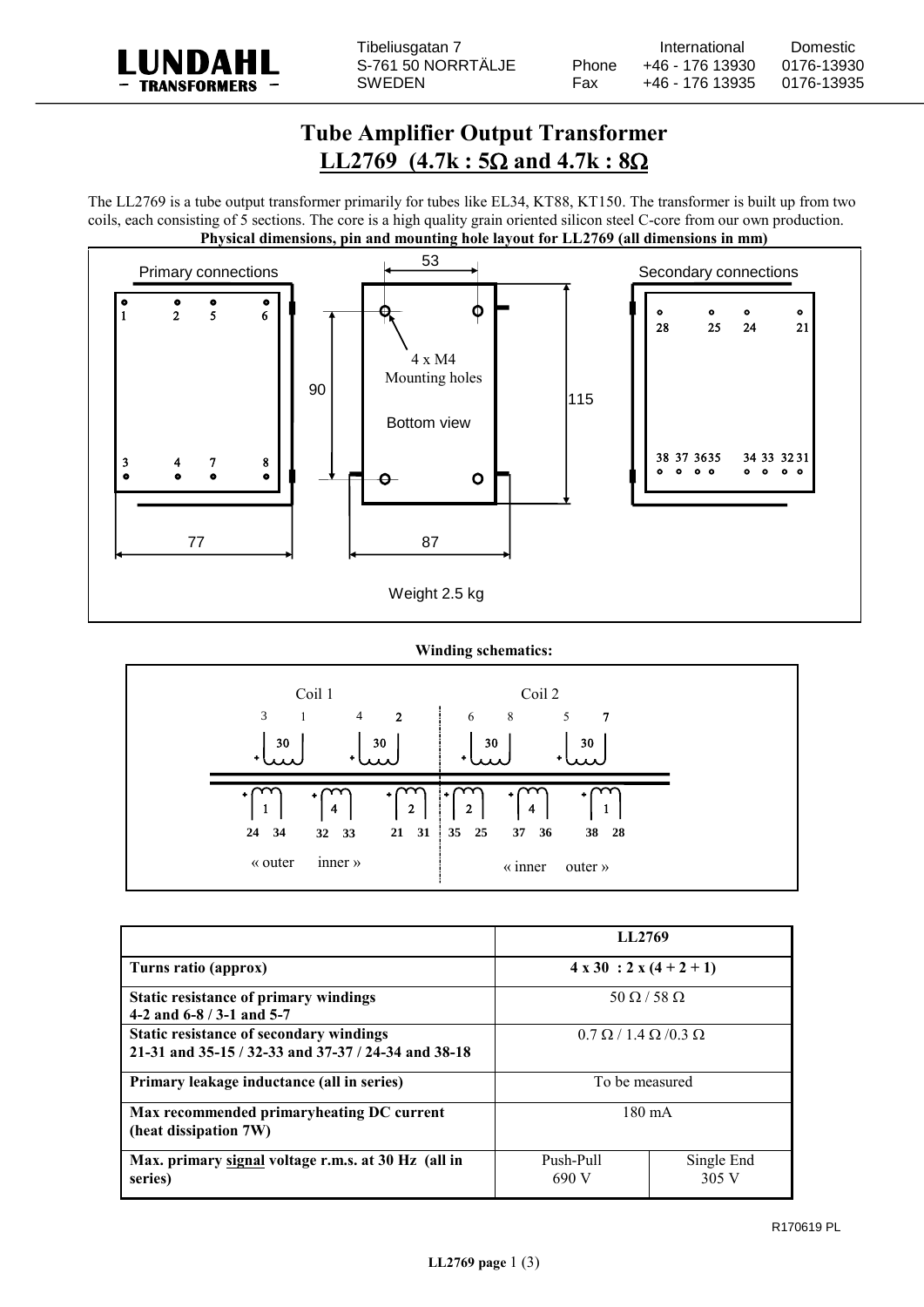LUNDAHL
– TRANSFORMERS –

Tibeliusgatan 7
S-761 50 NORRTÄLJE
SWEDEN

| | International | Domestic |
|---|---|---|
| Phone | +46 - 176 13930 | 0176-13930 |
| Fax | +46 - 176 13935 | 0176-13935 |

# Tube Amplifier Output Transformer

## LL2769 (4.7k : 5Ω and 4.7k : 8Ω)

The LL2769 is a tube output transformer primarily for tubes like EL34, KT88, KT150. The transformer is built up from two coils, each consisting of 5 sections. The core is a high quality grain oriented silicon steel C-core from our own production.

**Physical dimensions, pin and mounting hole layout for LL2769 (all dimensions in mm)**

Primary connections: 1, 2, 5, 6 / 3, 4, 7, 8

Secondary connections: 28, 25, 24, 21 / 38, 37, 36, 35, 34, 33, 32, 31

Bottom view: 4 x M4 Mounting holes; dimensions 53, 90, 115, 77, 87

Weight 2.5 kg

**Winding schematics:**

Coil 1: primaries 3–1 (30), 4–2 (30); secondaries 24–34 (1), 32–33 (4), 21–31 (2); « outer inner »

Coil 2: primaries 6–8 (30), 5–7 (30); secondaries 35–25 (2), 37–36 (4), 38–28 (1); « inner outer »

| | LL2769 | |
|---|---|---|
| **Turns ratio (approx)** | **4 x 30 : 2 x (4 + 2 + 1)** | |
| **Static resistance of primary windings 4-2 and 6-8 / 3-1 and 5-7** | 50 Ω / 58 Ω | |
| **Static resistance of secondary windings 21-31 and 35-15 / 32-33 and 37-37 / 24-34 and 38-18** | 0.7 Ω / 1.4 Ω /0.3 Ω | |
| **Primary leakage inductance (all in series)** | To be measured | |
| **Max recommended primaryheating DC current (heat dissipation 7W)** | 180 mA | |
| **Max. primary signal voltage r.m.s. at 30 Hz (all in series)** | Push-Pull 690 V | Single End 305 V |

R170619 PL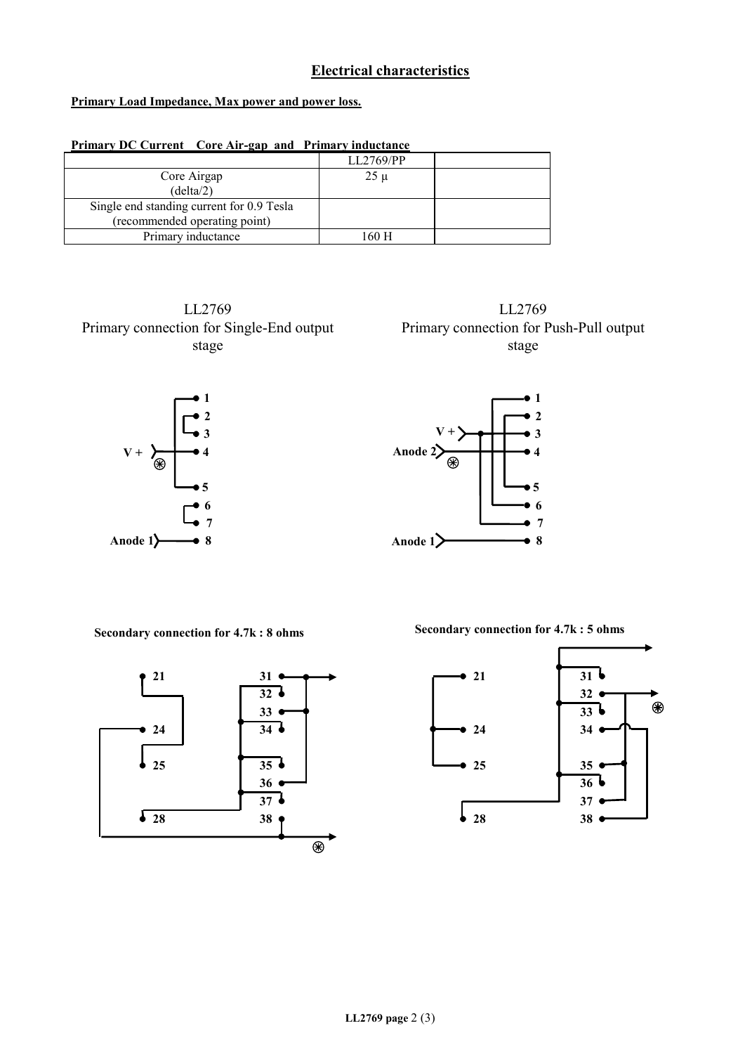## Electrical characteristics

**Primary Load Impedance, Max power and power loss.**

**Primary DC Current Core Air-gap and Primary inductance**

| | LL2769/PP | |
|---|---|---|
| Core Airgap (delta/2) | 25 µ | |
| Single end standing current for 0.9 Tesla (recommended operating point) | | |
| Primary inductance | 160 H | |

LL2769
Primary connection for Single-End output stage

V + ⊛ — 4
Anode 1 — 8
1, 2, 3, 5, 6, 7

LL2769
Primary connection for Push-Pull output stage

V + — 3
Anode 2 ⊛ — 4
Anode 1 — 8
1, 2, 5, 6, 7

**Secondary connection for 4.7k : 8 ohms**

21, 24, 25, 28
31, 32, 33, 34, 35, 36, 37, 38 ⊛

**Secondary connection for 4.7k : 5 ohms**

21, 24, 25, 28
31, 32, 33 ⊛, 34, 35, 36, 37, 38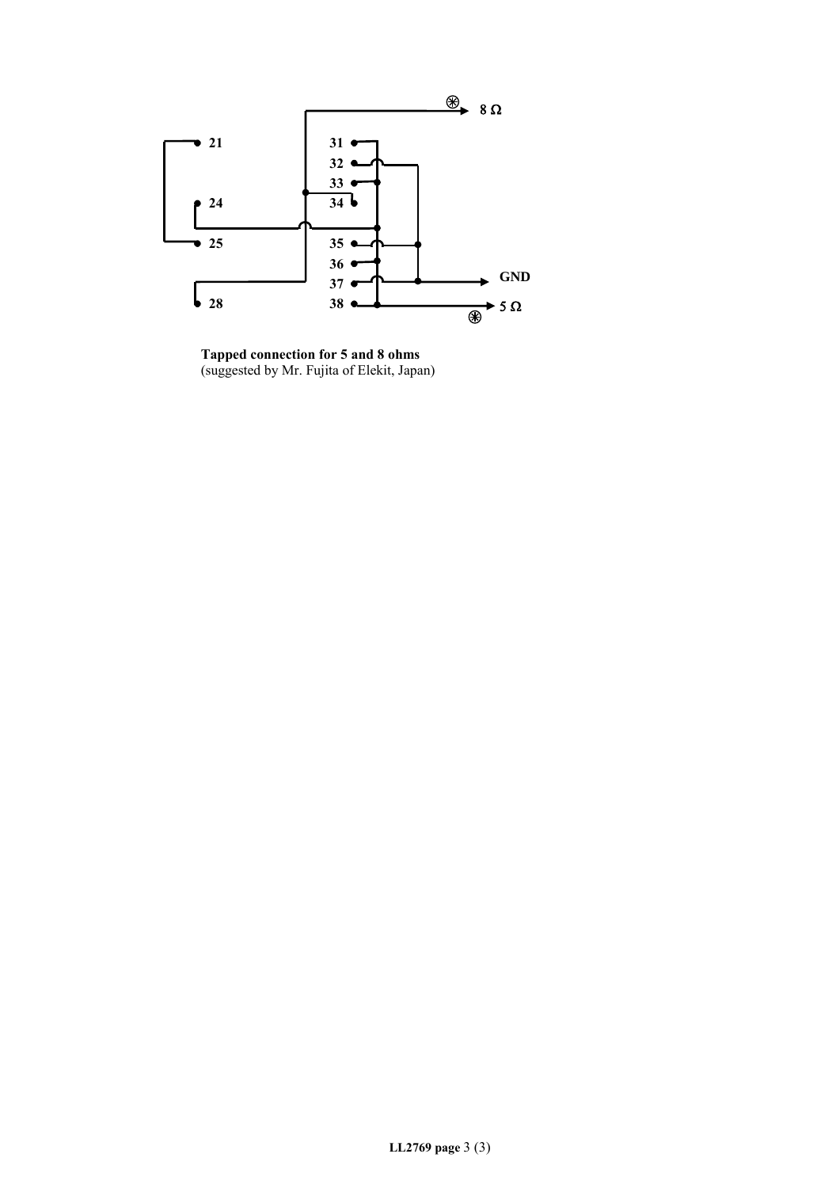21
24
25
28

31
32
33
34
35
36
37
38

8 Ω

GND

5 Ω

**Tapped connection for 5 and 8 ohms**
(suggested by Mr. Fujita of Elekit, Japan)